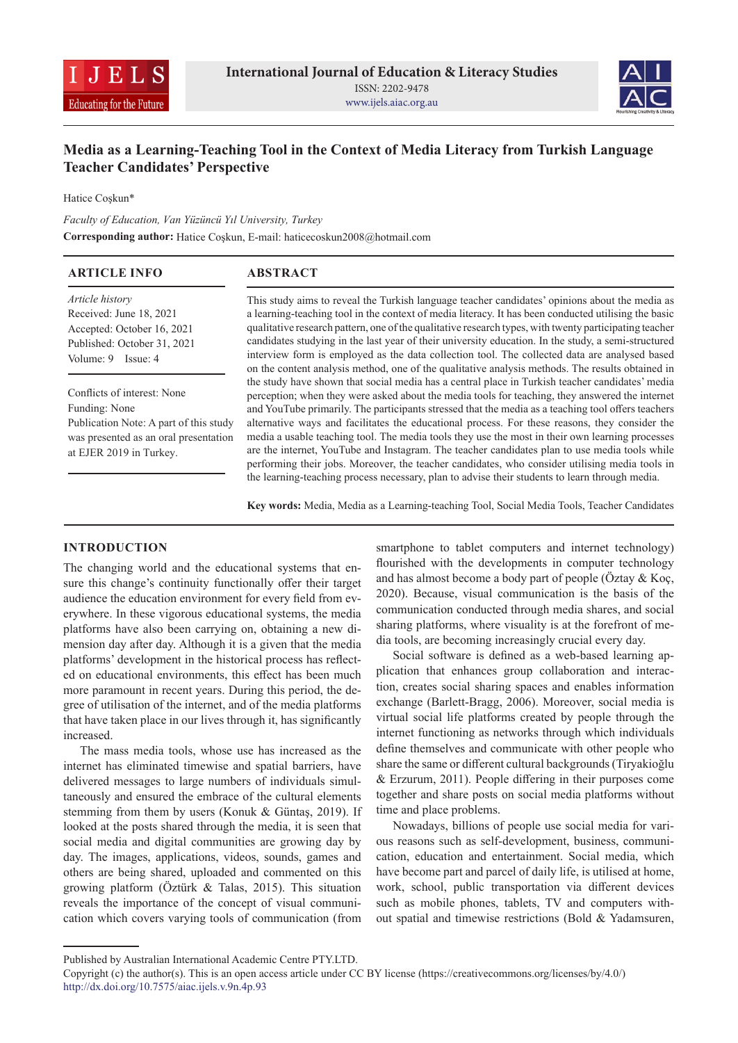# Media as a Learning-Teaching Tool in the Context of Media Literacy from Turkish Language Teacher Candidates' Perspective

Hatice Coşkun*

*Faculty of Education, Van Yüzüncü Yıl University, Turkey*

**Corresponding author:** Hatice Coşkun, E-mail: haticecoskun2008@hotmail.com

## ARTICLE INFO

*Article history*
Received: June 18, 2021
Accepted: October 16, 2021
Published: October 31, 2021
Volume: 9 Issue: 4

Conflicts of interest: None
Funding: None
Publication Note: A part of this study was presented as an oral presentation at EJER 2019 in Turkey.

## ABSTRACT

This study aims to reveal the Turkish language teacher candidates' opinions about the media as a learning-teaching tool in the context of media literacy. It has been conducted utilising the basic qualitative research pattern, one of the qualitative research types, with twenty participating teacher candidates studying in the last year of their university education. In the study, a semi-structured interview form is employed as the data collection tool. The collected data are analysed based on the content analysis method, one of the qualitative analysis methods. The results obtained in the study have shown that social media has a central place in Turkish teacher candidates' media perception; when they were asked about the media tools for teaching, they answered the internet and YouTube primarily. The participants stressed that the media as a teaching tool offers teachers alternative ways and facilitates the educational process. For these reasons, they consider the media a usable teaching tool. The media tools they use the most in their own learning processes are the internet, YouTube and Instagram. The teacher candidates plan to use media tools while performing their jobs. Moreover, the teacher candidates, who consider utilising media tools in the learning-teaching process necessary, plan to advise their students to learn through media.

**Key words:** Media, Media as a Learning-teaching Tool, Social Media Tools, Teacher Candidates

## INTRODUCTION

The changing world and the educational systems that ensure this change's continuity functionally offer their target audience the education environment for every field from everywhere. In these vigorous educational systems, the media platforms have also been carrying on, obtaining a new dimension day after day. Although it is a given that the media platforms' development in the historical process has reflected on educational environments, this effect has been much more paramount in recent years. During this period, the degree of utilisation of the internet, and of the media platforms that have taken place in our lives through it, has significantly increased.

The mass media tools, whose use has increased as the internet has eliminated timewise and spatial barriers, have delivered messages to large numbers of individuals simultaneously and ensured the embrace of the cultural elements stemming from them by users (Konuk & Güntaş, 2019). If looked at the posts shared through the media, it is seen that social media and digital communities are growing day by day. The images, applications, videos, sounds, games and others are being shared, uploaded and commented on this growing platform (Öztürk & Talas, 2015). This situation reveals the importance of the concept of visual communication which covers varying tools of communication (from smartphone to tablet computers and internet technology) flourished with the developments in computer technology and has almost become a body part of people (Öztay & Koç, 2020). Because, visual communication is the basis of the communication conducted through media shares, and social sharing platforms, where visuality is at the forefront of media tools, are becoming increasingly crucial every day.

Social software is defined as a web-based learning application that enhances group collaboration and interaction, creates social sharing spaces and enables information exchange (Barlett-Bragg, 2006). Moreover, social media is virtual social life platforms created by people through the internet functioning as networks through which individuals define themselves and communicate with other people who share the same or different cultural backgrounds (Tiryakioğlu & Erzurum, 2011). People differing in their purposes come together and share posts on social media platforms without time and place problems.

Nowadays, billions of people use social media for various reasons such as self-development, business, communication, education and entertainment. Social media, which have become part and parcel of daily life, is utilised at home, work, school, public transportation via different devices such as mobile phones, tablets, TV and computers without spatial and timewise restrictions (Bold & Yadamsuren,

Published by Australian International Academic Centre PTY.LTD.
Copyright (c) the author(s). This is an open access article under CC BY license (https://creativecommons.org/licenses/by/4.0/)
http://dx.doi.org/10.7575/aiac.ijels.v.9n.4p.93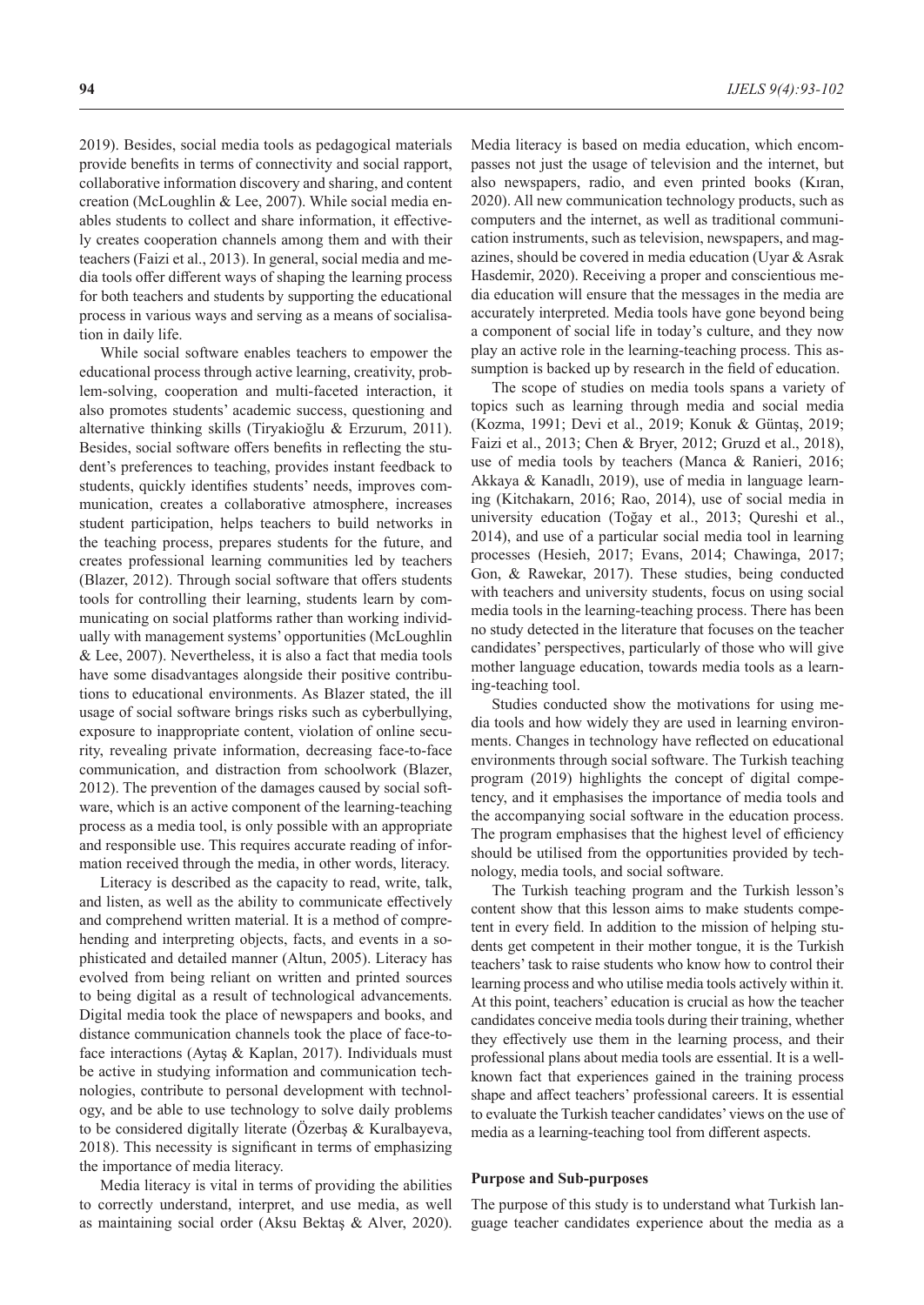2019). Besides, social media tools as pedagogical materials provide benefits in terms of connectivity and social rapport, collaborative information discovery and sharing, and content creation (McLoughlin & Lee, 2007). While social media enables students to collect and share information, it effectively creates cooperation channels among them and with their teachers (Faizi et al., 2013). In general, social media and media tools offer different ways of shaping the learning process for both teachers and students by supporting the educational process in various ways and serving as a means of socialisation in daily life.

While social software enables teachers to empower the educational process through active learning, creativity, problem-solving, cooperation and multi-faceted interaction, it also promotes students' academic success, questioning and alternative thinking skills (Tiryakioğlu & Erzurum, 2011). Besides, social software offers benefits in reflecting the student's preferences to teaching, provides instant feedback to students, quickly identifies students' needs, improves communication, creates a collaborative atmosphere, increases student participation, helps teachers to build networks in the teaching process, prepares students for the future, and creates professional learning communities led by teachers (Blazer, 2012). Through social software that offers students tools for controlling their learning, students learn by communicating on social platforms rather than working individually with management systems' opportunities (McLoughlin & Lee, 2007). Nevertheless, it is also a fact that media tools have some disadvantages alongside their positive contributions to educational environments. As Blazer stated, the ill usage of social software brings risks such as cyberbullying, exposure to inappropriate content, violation of online security, revealing private information, decreasing face-to-face communication, and distraction from schoolwork (Blazer, 2012). The prevention of the damages caused by social software, which is an active component of the learning-teaching process as a media tool, is only possible with an appropriate and responsible use. This requires accurate reading of information received through the media, in other words, literacy.

Literacy is described as the capacity to read, write, talk, and listen, as well as the ability to communicate effectively and comprehend written material. It is a method of comprehending and interpreting objects, facts, and events in a sophisticated and detailed manner (Altun, 2005). Literacy has evolved from being reliant on written and printed sources to being digital as a result of technological advancements. Digital media took the place of newspapers and books, and distance communication channels took the place of face-to-face interactions (Aytaş & Kaplan, 2017). Individuals must be active in studying information and communication technologies, contribute to personal development with technology, and be able to use technology to solve daily problems to be considered digitally literate (Özerbaş & Kuralbayeva, 2018). This necessity is significant in terms of emphasizing the importance of media literacy.

Media literacy is vital in terms of providing the abilities to correctly understand, interpret, and use media, as well as maintaining social order (Aksu Bektaş & Alver, 2020). Media literacy is based on media education, which encompasses not just the usage of television and the internet, but also newspapers, radio, and even printed books (Kıran, 2020). All new communication technology products, such as computers and the internet, as well as traditional communication instruments, such as television, newspapers, and magazines, should be covered in media education (Uyar & Asrak Hasdemir, 2020). Receiving a proper and conscientious media education will ensure that the messages in the media are accurately interpreted. Media tools have gone beyond being a component of social life in today's culture, and they now play an active role in the learning-teaching process. This assumption is backed up by research in the field of education.

The scope of studies on media tools spans a variety of topics such as learning through media and social media (Kozma, 1991; Devi et al., 2019; Konuk & Güntaş, 2019; Faizi et al., 2013; Chen & Bryer, 2012; Gruzd et al., 2018), use of media tools by teachers (Manca & Ranieri, 2016; Akkaya & Kanadlı, 2019), use of media in language learning (Kitchakarn, 2016; Rao, 2014), use of social media in university education (Toğay et al., 2013; Qureshi et al., 2014), and use of a particular social media tool in learning processes (Hesieh, 2017; Evans, 2014; Chawinga, 2017; Gon, & Rawekar, 2017). These studies, being conducted with teachers and university students, focus on using social media tools in the learning-teaching process. There has been no study detected in the literature that focuses on the teacher candidates' perspectives, particularly of those who will give mother language education, towards media tools as a learning-teaching tool.

Studies conducted show the motivations for using media tools and how widely they are used in learning environments. Changes in technology have reflected on educational environments through social software. The Turkish teaching program (2019) highlights the concept of digital competency, and it emphasises the importance of media tools and the accompanying social software in the education process. The program emphasises that the highest level of efficiency should be utilised from the opportunities provided by technology, media tools, and social software.

The Turkish teaching program and the Turkish lesson's content show that this lesson aims to make students competent in every field. In addition to the mission of helping students get competent in their mother tongue, it is the Turkish teachers' task to raise students who know how to control their learning process and who utilise media tools actively within it. At this point, teachers' education is crucial as how the teacher candidates conceive media tools during their training, whether they effectively use them in the learning process, and their professional plans about media tools are essential. It is a well-known fact that experiences gained in the training process shape and affect teachers' professional careers. It is essential to evaluate the Turkish teacher candidates' views on the use of media as a learning-teaching tool from different aspects.

### Purpose and Sub-purposes

The purpose of this study is to understand what Turkish language teacher candidates experience about the media as a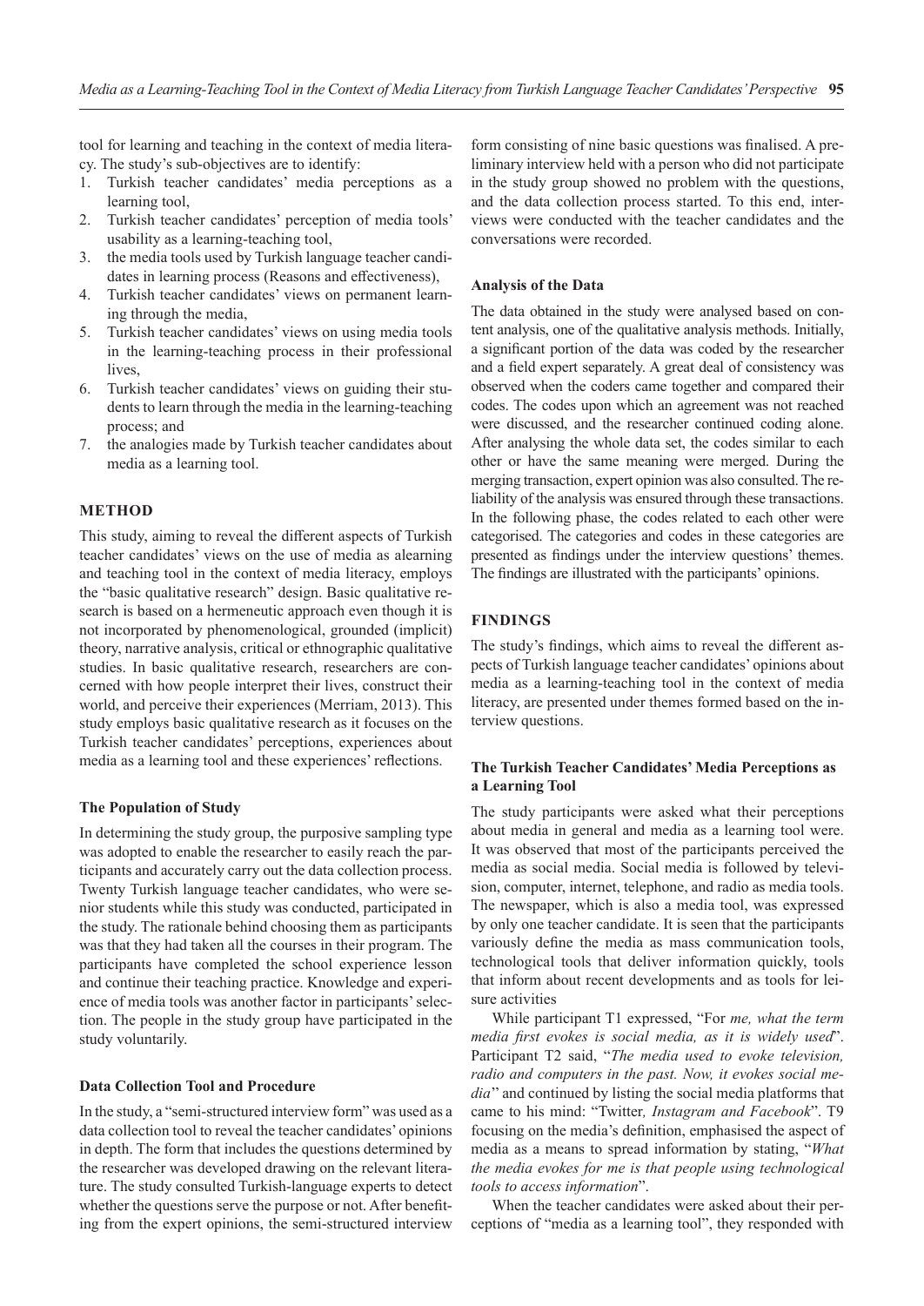tool for learning and teaching in the context of media literacy. The study's sub-objectives are to identify:

1. Turkish teacher candidates' media perceptions as a learning tool,
2. Turkish teacher candidates' perception of media tools' usability as a learning-teaching tool,
3. the media tools used by Turkish language teacher candidates in learning process (Reasons and effectiveness),
4. Turkish teacher candidates' views on permanent learning through the media,
5. Turkish teacher candidates' views on using media tools in the learning-teaching process in their professional lives,
6. Turkish teacher candidates' views on guiding their students to learn through the media in the learning-teaching process; and
7. the analogies made by Turkish teacher candidates about media as a learning tool.

## METHOD

This study, aiming to reveal the different aspects of Turkish teacher candidates' views on the use of media as alearning and teaching tool in the context of media literacy, employs the "basic qualitative research" design. Basic qualitative research is based on a hermeneutic approach even though it is not incorporated by phenomenological, grounded (implicit) theory, narrative analysis, critical or ethnographic qualitative studies. In basic qualitative research, researchers are concerned with how people interpret their lives, construct their world, and perceive their experiences (Merriam, 2013). This study employs basic qualitative research as it focuses on the Turkish teacher candidates' perceptions, experiences about media as a learning tool and these experiences' reflections.

### The Population of Study

In determining the study group, the purposive sampling type was adopted to enable the researcher to easily reach the participants and accurately carry out the data collection process. Twenty Turkish language teacher candidates, who were senior students while this study was conducted, participated in the study. The rationale behind choosing them as participants was that they had taken all the courses in their program. The participants have completed the school experience lesson and continue their teaching practice. Knowledge and experience of media tools was another factor in participants' selection. The people in the study group have participated in the study voluntarily.

### Data Collection Tool and Procedure

In the study, a "semi-structured interview form" was used as a data collection tool to reveal the teacher candidates' opinions in depth. The form that includes the questions determined by the researcher was developed drawing on the relevant literature. The study consulted Turkish-language experts to detect whether the questions serve the purpose or not. After benefiting from the expert opinions, the semi-structured interview form consisting of nine basic questions was finalised. A preliminary interview held with a person who did not participate in the study group showed no problem with the questions, and the data collection process started. To this end, interviews were conducted with the teacher candidates and the conversations were recorded.

### Analysis of the Data

The data obtained in the study were analysed based on content analysis, one of the qualitative analysis methods. Initially, a significant portion of the data was coded by the researcher and a field expert separately. A great deal of consistency was observed when the coders came together and compared their codes. The codes upon which an agreement was not reached were discussed, and the researcher continued coding alone. After analysing the whole data set, the codes similar to each other or have the same meaning were merged. During the merging transaction, expert opinion was also consulted. The reliability of the analysis was ensured through these transactions. In the following phase, the codes related to each other were categorised. The categories and codes in these categories are presented as findings under the interview questions' themes. The findings are illustrated with the participants' opinions.

## FINDINGS

The study's findings, which aims to reveal the different aspects of Turkish language teacher candidates' opinions about media as a learning-teaching tool in the context of media literacy, are presented under themes formed based on the interview questions.

### The Turkish Teacher Candidates' Media Perceptions as a Learning Tool

The study participants were asked what their perceptions about media in general and media as a learning tool were. It was observed that most of the participants perceived the media as social media. Social media is followed by television, computer, internet, telephone, and radio as media tools. The newspaper, which is also a media tool, was expressed by only one teacher candidate. It is seen that the participants variously define the media as mass communication tools, technological tools that deliver information quickly, tools that inform about recent developments and as tools for leisure activities

While participant T1 expressed, "For *me, what the term media first evokes is social media, as it is widely used*". Participant T2 said, "*The media used to evoke television, radio and computers in the past. Now, it evokes social media*" and continued by listing the social media platforms that came to his mind: "Twitter*, Instagram and Facebook*". T9 focusing on the media's definition, emphasised the aspect of media as a means to spread information by stating, "*What the media evokes for me is that people using technological tools to access information*".

When the teacher candidates were asked about their perceptions of "media as a learning tool", they responded with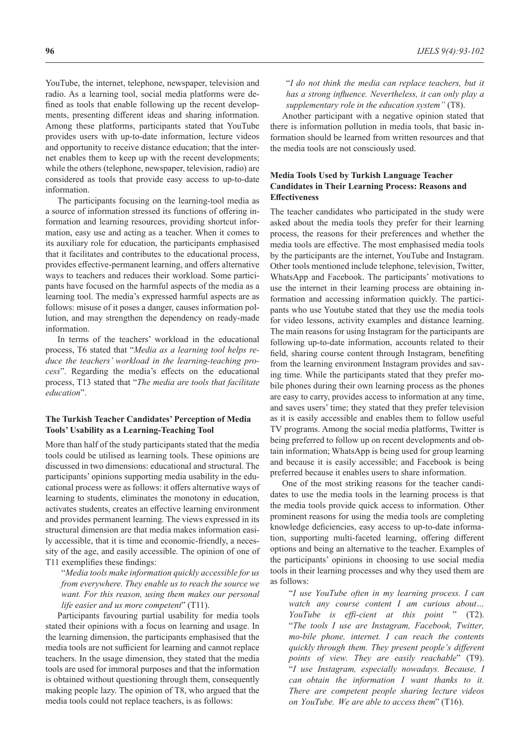YouTube, the internet, telephone, newspaper, television and radio. As a learning tool, social media platforms were defined as tools that enable following up the recent developments, presenting different ideas and sharing information. Among these platforms, participants stated that YouTube provides users with up-to-date information, lecture videos and opportunity to receive distance education; that the internet enables them to keep up with the recent developments; while the others (telephone, newspaper, television, radio) are considered as tools that provide easy access to up-to-date information.

The participants focusing on the learning-tool media as a source of information stressed its functions of offering information and learning resources, providing shortcut information, easy use and acting as a teacher. When it comes to its auxiliary role for education, the participants emphasised that it facilitates and contributes to the educational process, provides effective-permanent learning, and offers alternative ways to teachers and reduces their workload. Some participants have focused on the harmful aspects of the media as a learning tool. The media's expressed harmful aspects are as follows: misuse of it poses a danger, causes information pollution, and may strengthen the dependency on ready-made information.

In terms of the teachers' workload in the educational process, T6 stated that "*Media as a learning tool helps reduce the teachers' workload in the learning-teaching process*". Regarding the media's effects on the educational process, T13 stated that "*The media are tools that facilitate education*".

### The Turkish Teacher Candidates' Perception of Media Tools' Usability as a Learning-Teaching Tool

More than half of the study participants stated that the media tools could be utilised as learning tools. These opinions are discussed in two dimensions: educational and structural. The participants' opinions supporting media usability in the educational process were as follows: it offers alternative ways of learning to students, eliminates the monotony in education, activates students, creates an effective learning environment and provides permanent learning. The views expressed in its structural dimension are that media makes information easily accessible, that it is time and economic-friendly, a necessity of the age, and easily accessible. The opinion of one of T11 exemplifies these findings:

> "*Media tools make information quickly accessible for us from everywhere. They enable us to reach the source we want. For this reason, using them makes our personal life easier and us more competent*" (T11).

Participants favouring partial usability for media tools stated their opinions with a focus on learning and usage. In the learning dimension, the participants emphasised that the media tools are not sufficient for learning and cannot replace teachers. In the usage dimension, they stated that the media tools are used for immoral purposes and that the information is obtained without questioning through them, consequently making people lazy. The opinion of T8, who argued that the media tools could not replace teachers, is as follows:

> "*I do not think the media can replace teachers, but it has a strong influence. Nevertheless, it can only play a supplementary role in the education system"* (T8).

Another participant with a negative opinion stated that there is information pollution in media tools, that basic information should be learned from written resources and that the media tools are not consciously used.

### Media Tools Used by Turkish Language Teacher Candidates in Their Learning Process: Reasons and Effectiveness

The teacher candidates who participated in the study were asked about the media tools they prefer for their learning process, the reasons for their preferences and whether the media tools are effective. The most emphasised media tools by the participants are the internet, YouTube and Instagram. Other tools mentioned include telephone, television, Twitter, WhatsApp and Facebook. The participants' motivations to use the internet in their learning process are obtaining information and accessing information quickly. The participants who use Youtube stated that they use the media tools for video lessons, activity examples and distance learning. The main reasons for using Instagram for the participants are following up-to-date information, accounts related to their field, sharing course content through Instagram, benefiting from the learning environment Instagram provides and saving time. While the participants stated that they prefer mobile phones during their own learning process as the phones are easy to carry, provides access to information at any time, and saves users' time; they stated that they prefer television as it is easily accessible and enables them to follow useful TV programs. Among the social media platforms, Twitter is being preferred to follow up on recent developments and obtain information; WhatsApp is being used for group learning and because it is easily accessible; and Facebook is being preferred because it enables users to share information.

One of the most striking reasons for the teacher candidates to use the media tools in the learning process is that the media tools provide quick access to information. Other prominent reasons for using the media tools are completing knowledge deficiencies, easy access to up-to-date information, supporting multi-faceted learning, offering different options and being an alternative to the teacher. Examples of the participants' opinions in choosing to use social media tools in their learning processes and why they used them are as follows:

> "*I use YouTube often in my learning process. I can watch any course content I am curious about… YouTube is effi-cient at this point* " (T2). "*The tools I use are Instagram, Facebook, Twitter, mo-bile phone, internet. I can reach the contents quickly through them. They present people's different points of view. They are easily reachable*" (T9). "*I use Instagram, especially nowadays. Because, I can obtain the information I want thanks to it. There are competent people sharing lecture videos on YouTube. We are able to access them*" (T16).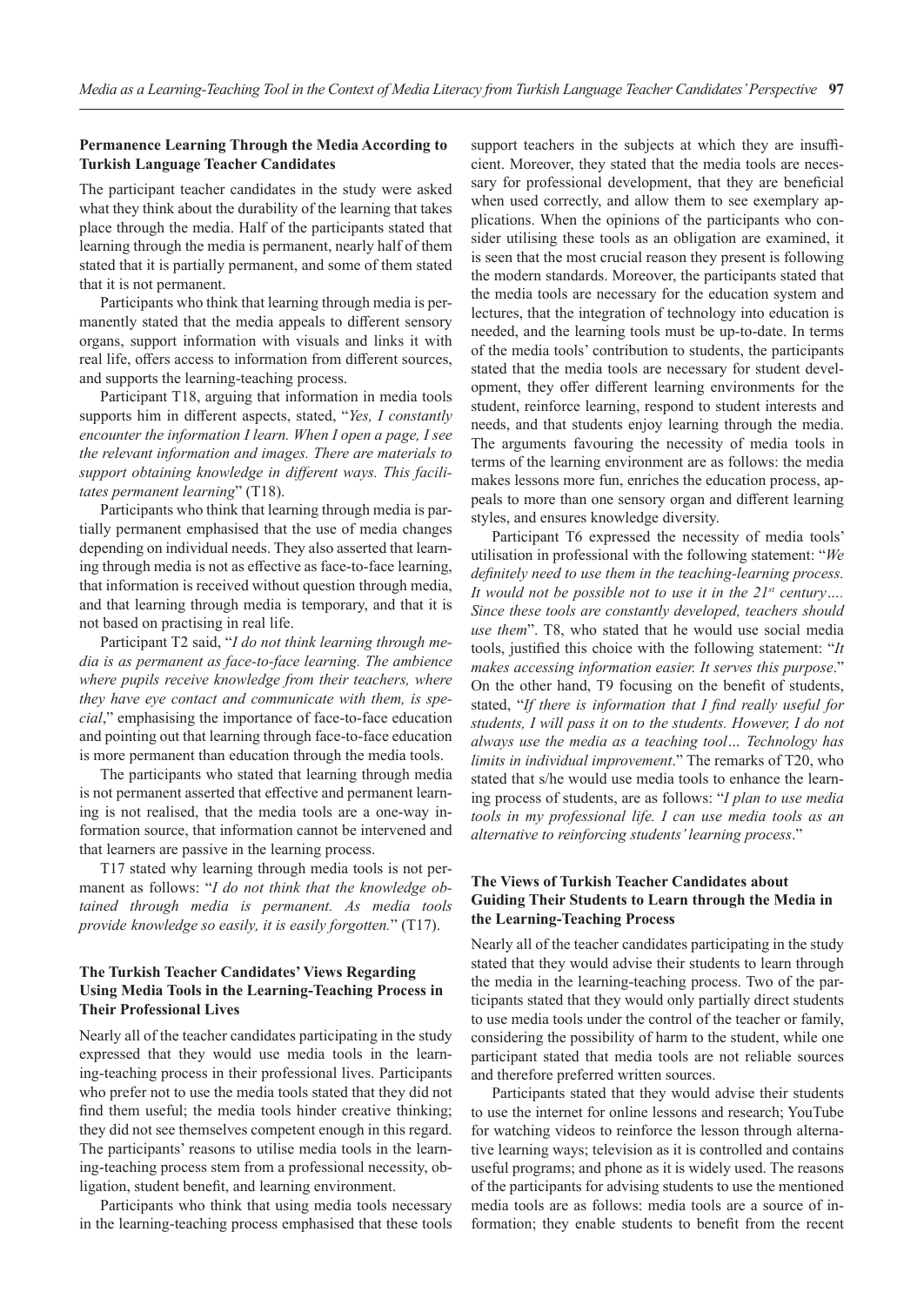### Permanence Learning Through the Media According to Turkish Language Teacher Candidates

The participant teacher candidates in the study were asked what they think about the durability of the learning that takes place through the media. Half of the participants stated that learning through the media is permanent, nearly half of them stated that it is partially permanent, and some of them stated that it is not permanent.

Participants who think that learning through media is permanently stated that the media appeals to different sensory organs, support information with visuals and links it with real life, offers access to information from different sources, and supports the learning-teaching process.

Participant T18, arguing that information in media tools supports him in different aspects, stated, "*Yes, I constantly encounter the information I learn. When I open a page, I see the relevant information and images. There are materials to support obtaining knowledge in different ways. This facilitates permanent learning*" (T18).

Participants who think that learning through media is partially permanent emphasised that the use of media changes depending on individual needs. They also asserted that learning through media is not as effective as face-to-face learning, that information is received without question through media, and that learning through media is temporary, and that it is not based on practising in real life.

Participant T2 said, "*I do not think learning through media is as permanent as face-to-face learning. The ambience where pupils receive knowledge from their teachers, where they have eye contact and communicate with them, is special*," emphasising the importance of face-to-face education and pointing out that learning through face-to-face education is more permanent than education through the media tools.

The participants who stated that learning through media is not permanent asserted that effective and permanent learning is not realised, that the media tools are a one-way information source, that information cannot be intervened and that learners are passive in the learning process.

T17 stated why learning through media tools is not permanent as follows: "*I do not think that the knowledge obtained through media is permanent. As media tools provide knowledge so easily, it is easily forgotten.*" (T17).

### The Turkish Teacher Candidates' Views Regarding Using Media Tools in the Learning-Teaching Process in Their Professional Lives

Nearly all of the teacher candidates participating in the study expressed that they would use media tools in the learning-teaching process in their professional lives. Participants who prefer not to use the media tools stated that they did not find them useful; the media tools hinder creative thinking; they did not see themselves competent enough in this regard. The participants' reasons to utilise media tools in the learning-teaching process stem from a professional necessity, obligation, student benefit, and learning environment.

Participants who think that using media tools necessary in the learning-teaching process emphasised that these tools support teachers in the subjects at which they are insufficient. Moreover, they stated that the media tools are necessary for professional development, that they are beneficial when used correctly, and allow them to see exemplary applications. When the opinions of the participants who consider utilising these tools as an obligation are examined, it is seen that the most crucial reason they present is following the modern standards. Moreover, the participants stated that the media tools are necessary for the education system and lectures, that the integration of technology into education is needed, and the learning tools must be up-to-date. In terms of the media tools' contribution to students, the participants stated that the media tools are necessary for student development, they offer different learning environments for the student, reinforce learning, respond to student interests and needs, and that students enjoy learning through the media. The arguments favouring the necessity of media tools in terms of the learning environment are as follows: the media makes lessons more fun, enriches the education process, appeals to more than one sensory organ and different learning styles, and ensures knowledge diversity.

Participant T6 expressed the necessity of media tools' utilisation in professional with the following statement: "*We definitely need to use them in the teaching-learning process. It would not be possible not to use it in the 21st century…. Since these tools are constantly developed, teachers should use them*". T8, who stated that he would use social media tools, justified this choice with the following statement: "*It makes accessing information easier. It serves this purpose*." On the other hand, T9 focusing on the benefit of students, stated, "*If there is information that I find really useful for students, I will pass it on to the students. However, I do not always use the media as a teaching tool… Technology has limits in individual improvement*." The remarks of T20, who stated that s/he would use media tools to enhance the learning process of students, are as follows: "*I plan to use media tools in my professional life. I can use media tools as an alternative to reinforcing students' learning process*."

### The Views of Turkish Teacher Candidates about Guiding Their Students to Learn through the Media in the Learning-Teaching Process

Nearly all of the teacher candidates participating in the study stated that they would advise their students to learn through the media in the learning-teaching process. Two of the participants stated that they would only partially direct students to use media tools under the control of the teacher or family, considering the possibility of harm to the student, while one participant stated that media tools are not reliable sources and therefore preferred written sources.

Participants stated that they would advise their students to use the internet for online lessons and research; YouTube for watching videos to reinforce the lesson through alternative learning ways; television as it is controlled and contains useful programs; and phone as it is widely used. The reasons of the participants for advising students to use the mentioned media tools are as follows: media tools are a source of information; they enable students to benefit from the recent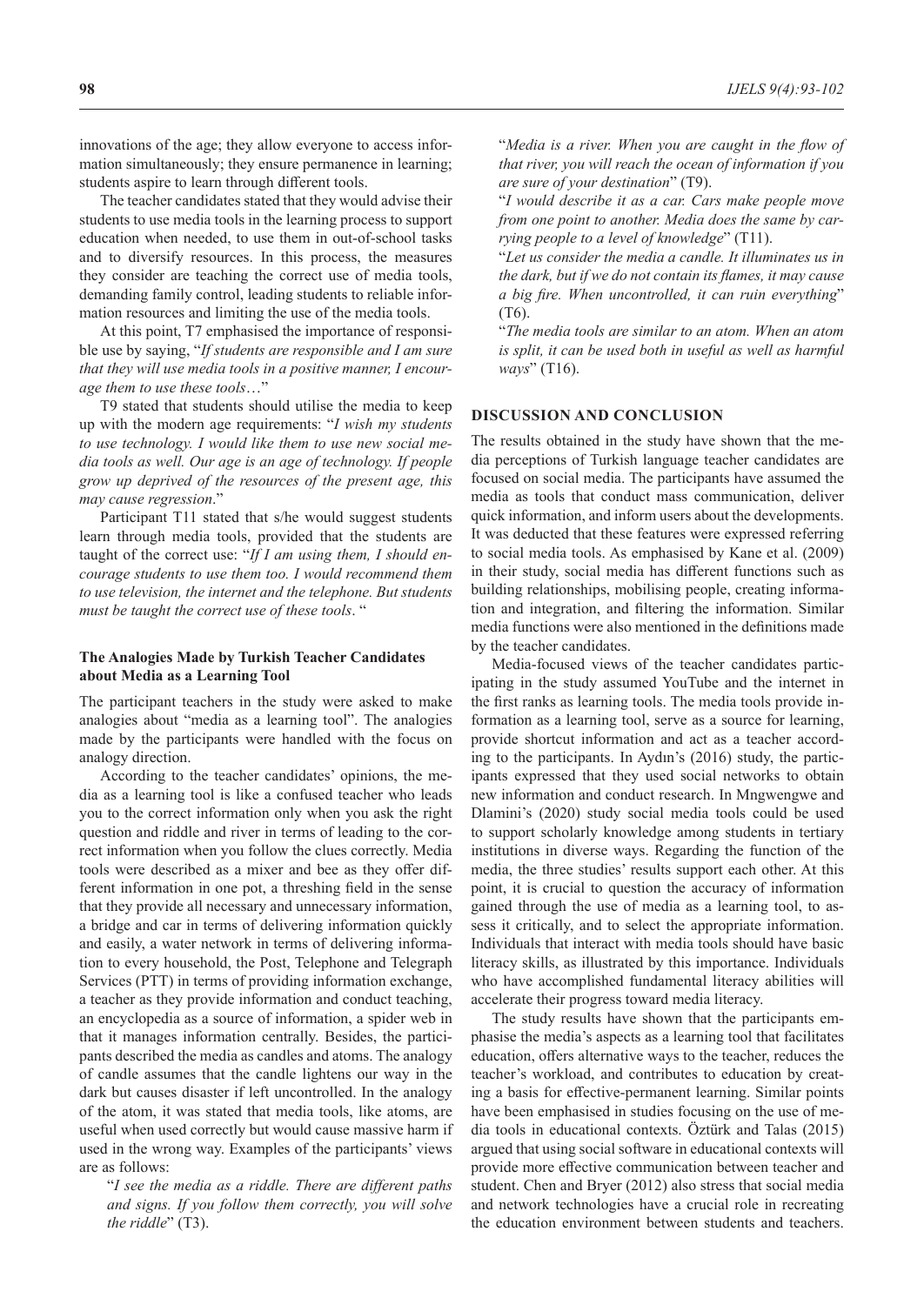innovations of the age; they allow everyone to access information simultaneously; they ensure permanence in learning; students aspire to learn through different tools.

The teacher candidates stated that they would advise their students to use media tools in the learning process to support education when needed, to use them in out-of-school tasks and to diversify resources. In this process, the measures they consider are teaching the correct use of media tools, demanding family control, leading students to reliable information resources and limiting the use of the media tools.

At this point, T7 emphasised the importance of responsible use by saying, "*If students are responsible and I am sure that they will use media tools in a positive manner, I encourage them to use these tools*…"

T9 stated that students should utilise the media to keep up with the modern age requirements: "*I wish my students to use technology. I would like them to use new social media tools as well. Our age is an age of technology. If people grow up deprived of the resources of the present age, this may cause regression*."

Participant T11 stated that s/he would suggest students learn through media tools, provided that the students are taught of the correct use: "*If I am using them, I should encourage students to use them too. I would recommend them to use television, the internet and the telephone. But students must be taught the correct use of these tools*. "

### The Analogies Made by Turkish Teacher Candidates about Media as a Learning Tool

The participant teachers in the study were asked to make analogies about "media as a learning tool". The analogies made by the participants were handled with the focus on analogy direction.

According to the teacher candidates' opinions, the media as a learning tool is like a confused teacher who leads you to the correct information only when you ask the right question and riddle and river in terms of leading to the correct information when you follow the clues correctly. Media tools were described as a mixer and bee as they offer different information in one pot, a threshing field in the sense that they provide all necessary and unnecessary information, a bridge and car in terms of delivering information quickly and easily, a water network in terms of delivering information to every household, the Post, Telephone and Telegraph Services (PTT) in terms of providing information exchange, a teacher as they provide information and conduct teaching, an encyclopedia as a source of information, a spider web in that it manages information centrally. Besides, the participants described the media as candles and atoms. The analogy of candle assumes that the candle lightens our way in the dark but causes disaster if left uncontrolled. In the analogy of the atom, it was stated that media tools, like atoms, are useful when used correctly but would cause massive harm if used in the wrong way. Examples of the participants' views are as follows:

> "*I see the media as a riddle. There are different paths and signs. If you follow them correctly, you will solve the riddle*" (T3).

> "*Media is a river. When you are caught in the flow of that river, you will reach the ocean of information if you are sure of your destination*" (T9).

> "*I would describe it as a car. Cars make people move from one point to another. Media does the same by carrying people to a level of knowledge*" (T11).

> "*Let us consider the media a candle. It illuminates us in the dark, but if we do not contain its flames, it may cause a big fire. When uncontrolled, it can ruin everything*" (T6).

> "*The media tools are similar to an atom. When an atom is split, it can be used both in useful as well as harmful ways*" (T16).

## DISCUSSION AND CONCLUSION

The results obtained in the study have shown that the media perceptions of Turkish language teacher candidates are focused on social media. The participants have assumed the media as tools that conduct mass communication, deliver quick information, and inform users about the developments. It was deducted that these features were expressed referring to social media tools. As emphasised by Kane et al. (2009) in their study, social media has different functions such as building relationships, mobilising people, creating information and integration, and filtering the information. Similar media functions were also mentioned in the definitions made by the teacher candidates.

Media-focused views of the teacher candidates participating in the study assumed YouTube and the internet in the first ranks as learning tools. The media tools provide information as a learning tool, serve as a source for learning, provide shortcut information and act as a teacher according to the participants. In Aydın's (2016) study, the participants expressed that they used social networks to obtain new information and conduct research. In Mngwengwe and Dlamini's (2020) study social media tools could be used to support scholarly knowledge among students in tertiary institutions in diverse ways. Regarding the function of the media, the three studies' results support each other. At this point, it is crucial to question the accuracy of information gained through the use of media as a learning tool, to assess it critically, and to select the appropriate information. Individuals that interact with media tools should have basic literacy skills, as illustrated by this importance. Individuals who have accomplished fundamental literacy abilities will accelerate their progress toward media literacy.

The study results have shown that the participants emphasise the media's aspects as a learning tool that facilitates education, offers alternative ways to the teacher, reduces the teacher's workload, and contributes to education by creating a basis for effective-permanent learning. Similar points have been emphasised in studies focusing on the use of media tools in educational contexts. Öztürk and Talas (2015) argued that using social software in educational contexts will provide more effective communication between teacher and student. Chen and Bryer (2012) also stress that social media and network technologies have a crucial role in recreating the education environment between students and teachers.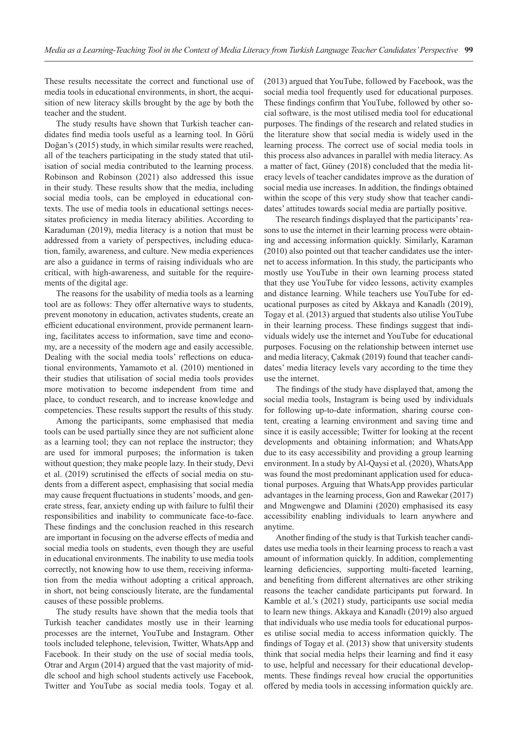These results necessitate the correct and functional use of media tools in educational environments, in short, the acquisition of new literacy skills brought by the age by both the teacher and the student.

The study results have shown that Turkish teacher candidates find media tools useful as a learning tool. In Görü Doğan's (2015) study, in which similar results were reached, all of the teachers participating in the study stated that utilisation of social media contributed to the learning process. Robinson and Robinson (2021) also addressed this issue in their study. These results show that the media, including social media tools, can be employed in educational contexts. The use of media tools in educational settings necessitates proficiency in media literacy abilities. According to Karaduman (2019), media literacy is a notion that must be addressed from a variety of perspectives, including education, family, awareness, and culture. New media experiences are also a guidance in terms of raising individuals who are critical, with high-awareness, and suitable for the requirements of the digital age.

The reasons for the usability of media tools as a learning tool are as follows: They offer alternative ways to students, prevent monotony in education, activates students, create an efficient educational environment, provide permanent learning, facilitates access to information, save time and economy, are a necessity of the modern age and easily accessible. Dealing with the social media tools' reflections on educational environments, Yamamoto et al. (2010) mentioned in their studies that utilisation of social media tools provides more motivation to become independent from time and place, to conduct research, and to increase knowledge and competencies. These results support the results of this study.

Among the participants, some emphasised that media tools can be used partially since they are not sufficient alone as a learning tool; they can not replace the instructor; they are used for immoral purposes; the information is taken without question; they make people lazy. In their study, Devi et al. (2019) scrutinised the effects of social media on students from a different aspect, emphasising that social media may cause frequent fluctuations in students' moods, and generate stress, fear, anxiety ending up with failure to fulfil their responsibilities and inability to communicate face-to-face. These findings and the conclusion reached in this research are important in focusing on the adverse effects of media and social media tools on students, even though they are useful in educational environments. The inability to use media tools correctly, not knowing how to use them, receiving information from the media without adopting a critical approach, in short, not being consciously literate, are the fundamental causes of these possible problems.

The study results have shown that the media tools that Turkish teacher candidates mostly use in their learning processes are the internet, YouTube and Instagram. Other tools included telephone, television, Twitter, WhatsApp and Facebook. In their study on the use of social media tools, Otrar and Argın (2014) argued that the vast majority of middle school and high school students actively use Facebook, Twitter and YouTube as social media tools. Togay et al. (2013) argued that YouTube, followed by Facebook, was the social media tool frequently used for educational purposes. These findings confirm that YouTube, followed by other social software, is the most utilised media tool for educational purposes. The findings of the research and related studies in the literature show that social media is widely used in the learning process. The correct use of social media tools in this process also advances in parallel with media literacy. As a matter of fact, Güney (2018) concluded that the media literacy levels of teacher candidates improve as the duration of social media use increases. In addition, the findings obtained within the scope of this very study show that teacher candidates' attitudes towards social media are partially positive.

The research findings displayed that the participants' reasons to use the internet in their learning process were obtaining and accessing information quickly. Similarly, Karaman (2010) also pointed out that teacher candidates use the internet to access information. In this study, the participants who mostly use YouTube in their own learning process stated that they use YouTube for video lessons, activity examples and distance learning. While teachers use YouTube for educational purposes as cited by Akkaya and Kanadlı (2019), Togay et al. (2013) argued that students also utilise YouTube in their learning process. These findings suggest that individuals widely use the internet and YouTube for educational purposes. Focusing on the relationship between internet use and media literacy, Çakmak (2019) found that teacher candidates' media literacy levels vary according to the time they use the internet.

The findings of the study have displayed that, among the social media tools, Instagram is being used by individuals for following up-to-date information, sharing course content, creating a learning environment and saving time and since it is easily accessible; Twitter for looking at the recent developments and obtaining information; and WhatsApp due to its easy accessibility and providing a group learning environment. In a study by Al-Qaysi et al. (2020), WhatsApp was found the most predominant application used for educational purposes. Arguing that WhatsApp provides particular advantages in the learning process, Gon and Rawekar (2017) and Mngwengwe and Dlamini (2020) emphasised its easy accessibility enabling individuals to learn anywhere and anytime.

Another finding of the study is that Turkish teacher candidates use media tools in their learning process to reach a vast amount of information quickly. In addition, complementing learning deficiencies, supporting multi-faceted learning, and benefiting from different alternatives are other striking reasons the teacher candidate participants put forward. In Kamble et al.'s (2021) study, participants use social media to learn new things. Akkaya and Kanadlı (2019) also argued that individuals who use media tools for educational purposes utilise social media to access information quickly. The findings of Togay et al. (2013) show that university students think that social media helps their learning and find it easy to use, helpful and necessary for their educational developments. These findings reveal how crucial the opportunities offered by media tools in accessing information quickly are.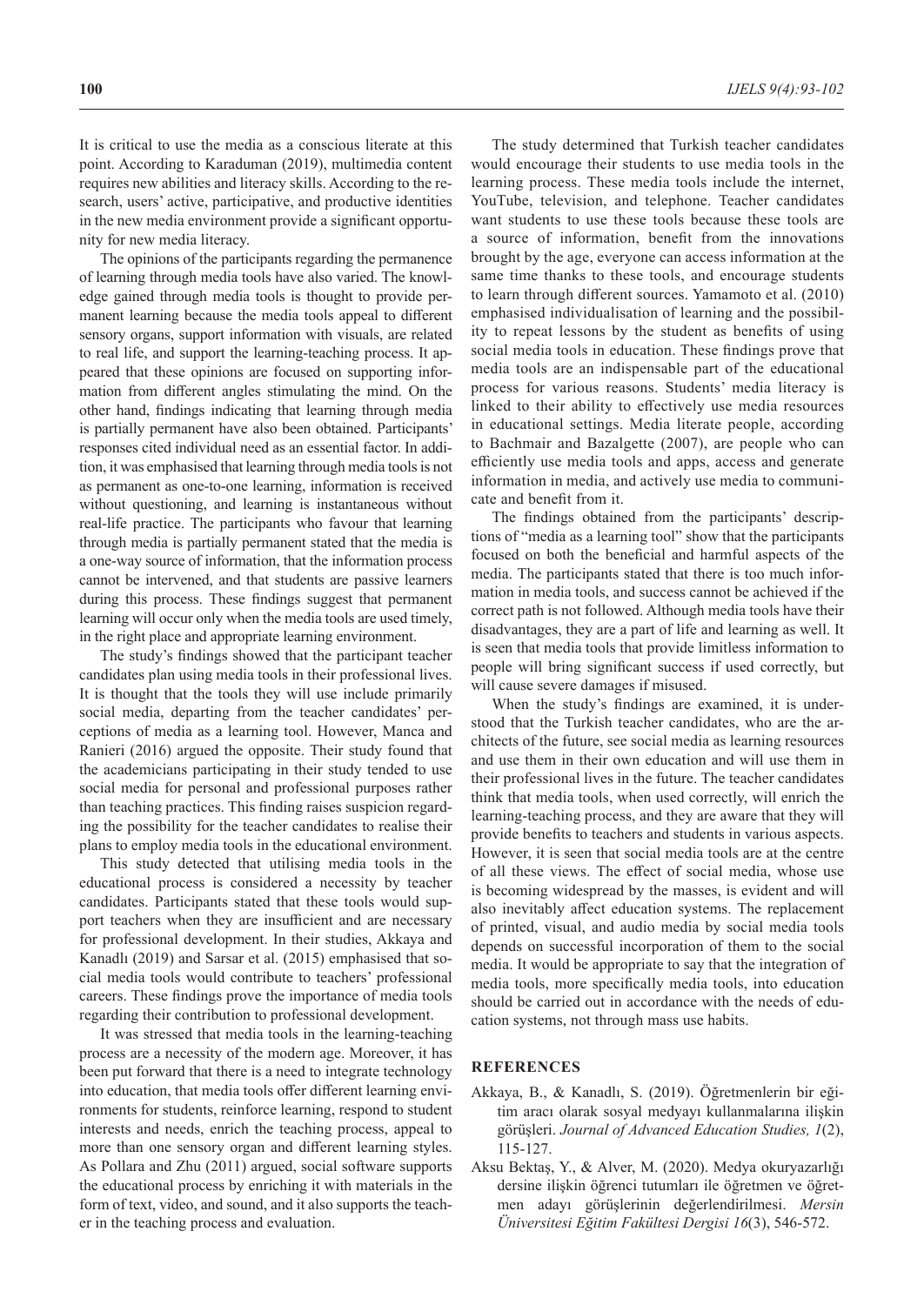It is critical to use the media as a conscious literate at this point. According to Karaduman (2019), multimedia content requires new abilities and literacy skills. According to the research, users' active, participative, and productive identities in the new media environment provide a significant opportunity for new media literacy.

The opinions of the participants regarding the permanence of learning through media tools have also varied. The knowledge gained through media tools is thought to provide permanent learning because the media tools appeal to different sensory organs, support information with visuals, are related to real life, and support the learning-teaching process. It appeared that these opinions are focused on supporting information from different angles stimulating the mind. On the other hand, findings indicating that learning through media is partially permanent have also been obtained. Participants' responses cited individual need as an essential factor. In addition, it was emphasised that learning through media tools is not as permanent as one-to-one learning, information is received without questioning, and learning is instantaneous without real-life practice. The participants who favour that learning through media is partially permanent stated that the media is a one-way source of information, that the information process cannot be intervened, and that students are passive learners during this process. These findings suggest that permanent learning will occur only when the media tools are used timely, in the right place and appropriate learning environment.

The study's findings showed that the participant teacher candidates plan using media tools in their professional lives. It is thought that the tools they will use include primarily social media, departing from the teacher candidates' perceptions of media as a learning tool. However, Manca and Ranieri (2016) argued the opposite. Their study found that the academicians participating in their study tended to use social media for personal and professional purposes rather than teaching practices. This finding raises suspicion regarding the possibility for the teacher candidates to realise their plans to employ media tools in the educational environment.

This study detected that utilising media tools in the educational process is considered a necessity by teacher candidates. Participants stated that these tools would support teachers when they are insufficient and are necessary for professional development. In their studies, Akkaya and Kanadlı (2019) and Sarsar et al. (2015) emphasised that social media tools would contribute to teachers' professional careers. These findings prove the importance of media tools regarding their contribution to professional development.

It was stressed that media tools in the learning-teaching process are a necessity of the modern age. Moreover, it has been put forward that there is a need to integrate technology into education, that media tools offer different learning environments for students, reinforce learning, respond to student interests and needs, enrich the teaching process, appeal to more than one sensory organ and different learning styles. As Pollara and Zhu (2011) argued, social software supports the educational process by enriching it with materials in the form of text, video, and sound, and it also supports the teacher in the teaching process and evaluation.

The study determined that Turkish teacher candidates would encourage their students to use media tools in the learning process. These media tools include the internet, YouTube, television, and telephone. Teacher candidates want students to use these tools because these tools are a source of information, benefit from the innovations brought by the age, everyone can access information at the same time thanks to these tools, and encourage students to learn through different sources. Yamamoto et al. (2010) emphasised individualisation of learning and the possibility to repeat lessons by the student as benefits of using social media tools in education. These findings prove that media tools are an indispensable part of the educational process for various reasons. Students' media literacy is linked to their ability to effectively use media resources in educational settings. Media literate people, according to Bachmair and Bazalgette (2007), are people who can efficiently use media tools and apps, access and generate information in media, and actively use media to communicate and benefit from it.

The findings obtained from the participants' descriptions of "media as a learning tool" show that the participants focused on both the beneficial and harmful aspects of the media. The participants stated that there is too much information in media tools, and success cannot be achieved if the correct path is not followed. Although media tools have their disadvantages, they are a part of life and learning as well. It is seen that media tools that provide limitless information to people will bring significant success if used correctly, but will cause severe damages if misused.

When the study's findings are examined, it is understood that the Turkish teacher candidates, who are the architects of the future, see social media as learning resources and use them in their own education and will use them in their professional lives in the future. The teacher candidates think that media tools, when used correctly, will enrich the learning-teaching process, and they are aware that they will provide benefits to teachers and students in various aspects. However, it is seen that social media tools are at the centre of all these views. The effect of social media, whose use is becoming widespread by the masses, is evident and will also inevitably affect education systems. The replacement of printed, visual, and audio media by social media tools depends on successful incorporation of them to the social media. It would be appropriate to say that the integration of media tools, more specifically media tools, into education should be carried out in accordance with the needs of education systems, not through mass use habits.

## REFERENCES

Akkaya, B., & Kanadlı, S. (2019). Öğretmenlerin bir eğitim aracı olarak sosyal medyayı kullanmalarına ilişkin görüşleri. *Journal of Advanced Education Studies, 1*(2), 115-127.

Aksu Bektaş, Y., & Alver, M. (2020). Medya okuryazarlığı dersine ilişkin öğrenci tutumları ile öğretmen ve öğretmen adayı görüşlerinin değerlendirilmesi. *Mersin Üniversitesi Eğitim Fakültesi Dergisi 16*(3), 546-572.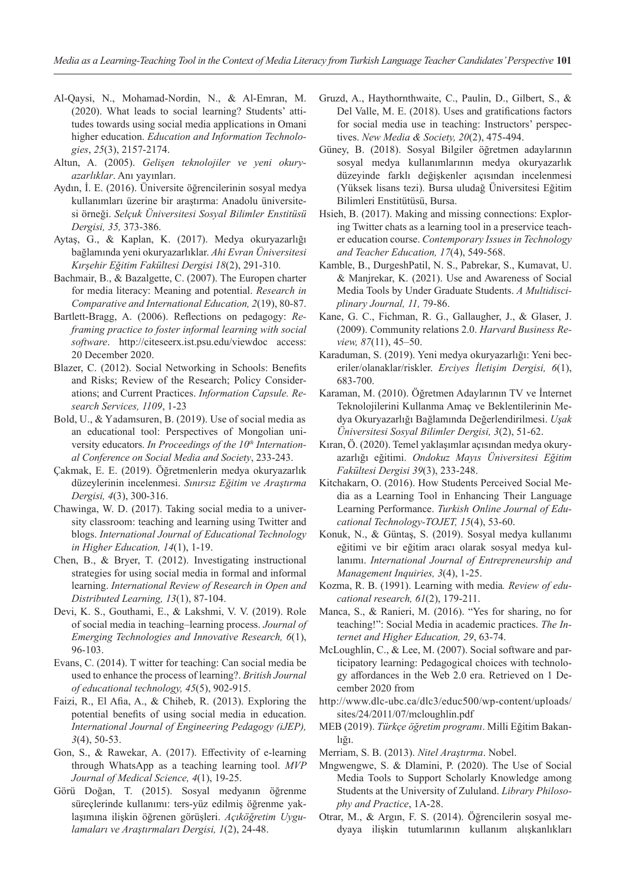Al-Qaysi, N., Mohamad-Nordin, N., & Al-Emran, M. (2020). What leads to social learning? Students' attitudes towards using social media applications in Omani higher education. *Education and Information Technologies*, *25*(3), 2157-2174.

Altun, A. (2005). *Gelişen teknolojiler ve yeni okuryazarlıklar*. Anı yayınları.

Aydın, İ. E. (2016). Üniversite öğrencilerinin sosyal medya kullanımları üzerine bir araştırma: Anadolu üniversitesi örneği. *Selçuk Üniversitesi Sosyal Bilimler Enstitüsü Dergisi, 35,* 373-386.

Aytaş, G., & Kaplan, K. (2017). Medya okuryazarlığı bağlamında yeni okuryazarlıklar. *Ahi Evran Üniversitesi Kırşehir Eğitim Fakültesi Dergisi 18*(2), 291-310.

Bachmair, B., & Bazalgette, C. (2007). The Europen charter for media literacy: Meaning and potential. *Research in Comparative and International Education, 2*(19), 80-87.

Bartlett-Bragg, A. (2006). Reflections on pedagogy: *Reframing practice to foster informal learning with social software*. http://citeseerx.ist.psu.edu/viewdoc access: 20 December 2020.

Blazer, C. (2012). Social Networking in Schools: Benefits and Risks; Review of the Research; Policy Considerations; and Current Practices. *Information Capsule. Research Services, 1109*, 1-23

Bold, U., & Yadamsuren, B. (2019). Use of social media as an educational tool: Perspectives of Mongolian university educators. *In Proceedings of the 10th International Conference on Social Media and Society*, 233-243.

Çakmak, E. E. (2019). Öğretmenlerin medya okuryazarlık düzeylerinin incelenmesi. *Sınırsız Eğitim ve Araştırma Dergisi, 4*(3), 300-316.

Chawinga, W. D. (2017). Taking social media to a university classroom: teaching and learning using Twitter and blogs. *International Journal of Educational Technology in Higher Education, 14*(1), 1-19.

Chen, B., & Bryer, T. (2012). Investigating instructional strategies for using social media in formal and informal learning. *International Review of Research in Open and Distributed Learning, 13*(1), 87-104.

Devi, K. S., Gouthami, E., & Lakshmi, V. V. (2019). Role of social media in teaching–learning process. *Journal of Emerging Technologies and Innovative Research, 6*(1), 96-103.

Evans, C. (2014). T witter for teaching: Can social media be used to enhance the process of learning?. *British Journal of educational technology, 45*(5), 902-915.

Faizi, R., El Afia, A., & Chiheb, R. (2013). Exploring the potential benefits of using social media in education. *International Journal of Engineering Pedagogy (iJEP), 3*(4), 50-53.

Gon, S., & Rawekar, A. (2017). Effectivity of e-learning through WhatsApp as a teaching learning tool. *MVP Journal of Medical Science, 4*(1), 19-25.

Görü Doğan, T. (2015). Sosyal medyanın öğrenme süreçlerinde kullanımı: ters-yüz edilmiş öğrenme yaklaşımına ilişkin öğrenen görüşleri. *Açıköğretim Uygulamaları ve Araştırmaları Dergisi, 1*(2), 24-48.

Gruzd, A., Haythornthwaite, C., Paulin, D., Gilbert, S., & Del Valle, M. E. (2018). Uses and gratifications factors for social media use in teaching: Instructors' perspectives. *New Media & Society, 20*(2), 475-494.

Güney, B. (2018). Sosyal Bilgiler öğretmen adaylarının sosyal medya kullanımlarının medya okuryazarlık düzeyinde farklı değişkenler açısından incelenmesi (Yüksek lisans tezi). Bursa uludağ Üniversitesi Eğitim Bilimleri Enstitütüsü, Bursa.

Hsieh, B. (2017). Making and missing connections: Exploring Twitter chats as a learning tool in a preservice teacher education course. *Contemporary Issues in Technology and Teacher Education, 17*(4), 549-568.

Kamble, B., DurgeshPatil, N. S., Pabrekar, S., Kumavat, U. & Manjrekar, K. (2021). Use and Awareness of Social Media Tools by Under Graduate Students. *A Multidisciplinary Journal, 11,* 79-86.

Kane, G. C., Fichman, R. G., Gallaugher, J., & Glaser, J. (2009). Community relations 2.0. *Harvard Business Review, 87*(11), 45–50.

Karaduman, S. (2019). Yeni medya okuryazarlığı: Yeni beceriler/olanaklar/riskler. *Erciyes İletişim Dergisi, 6*(1), 683-700.

Karaman, M. (2010). Öğretmen Adaylarının TV ve İnternet Teknolojilerini Kullanma Amaç ve Beklentilerinin Medya Okuryazarlığı Bağlamında Değerlendirilmesi. *Uşak Üniversitesi Sosyal Bilimler Dergisi, 3*(2), 51-62.

Kıran, Ö. (2020). Temel yaklaşımlar açısından medya okuryazarlığı eğitimi. *Ondokuz Mayıs Üniversitesi Eğitim Fakültesi Dergisi 39*(3), 233-248.

Kitchakarn, O. (2016). How Students Perceived Social Media as a Learning Tool in Enhancing Their Language Learning Performance. *Turkish Online Journal of Educational Technology-TOJET, 15*(4), 53-60.

Konuk, N., & Güntaş, S. (2019). Sosyal medya kullanımı eğitimi ve bir eğitim aracı olarak sosyal medya kullanımı. *International Journal of Entrepreneurship and Management Inquiries, 3*(4), 1-25.

Kozma, R. B. (1991). Learning with media*. Review of educational research, 61*(2), 179-211.

Manca, S., & Ranieri, M. (2016). "Yes for sharing, no for teaching!": Social Media in academic practices. *The Internet and Higher Education, 29*, 63-74.

McLoughlin, C., & Lee, M. (2007). Social software and participatory learning: Pedagogical choices with technology affordances in the Web 2.0 era. Retrieved on 1 December 2020 from http://www.dlc-ubc.ca/dlc3/educ500/wp-content/uploads/sites/24/2011/07/mcloughlin.pdf

MEB (2019). *Türkçe öğretim programı*. Milli Eğitim Bakanlığı.

Merriam, S. B. (2013). *Nitel Araştırma*. Nobel.

Mngwengwe, S. & Dlamini, P. (2020). The Use of Social Media Tools to Support Scholarly Knowledge among Students at the University of Zululand. *Library Philosophy and Practice*, 1A-28.

Otrar, M., & Argın, F. S. (2014). Öğrencilerin sosyal medyaya ilişkin tutumlarının kullanım alışkanlıkları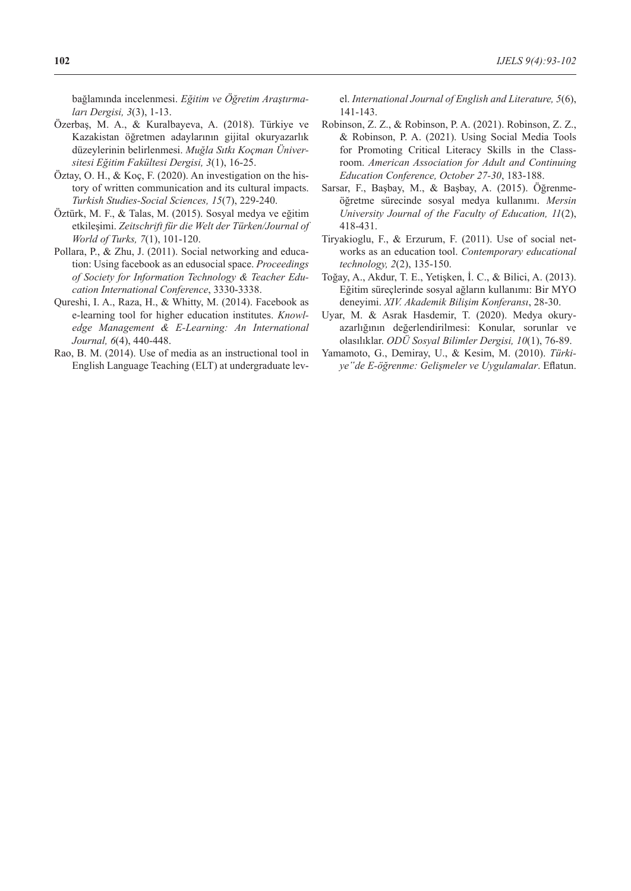bağlamında incelenmesi. *Eğitim ve Öğretim Araştırmaları Dergisi, 3*(3), 1-13.

Özerbaş, M. A., & Kuralbayeva, A. (2018). Türkiye ve Kazakistan öğretmen adaylarının gijital okuryazarlık düzeylerinin belirlenmesi. *Muğla Sıtkı Koçman Üniversitesi Eğitim Fakültesi Dergisi, 3*(1), 16-25.

Öztay, O. H., & Koç, F. (2020). An investigation on the history of written communication and its cultural impacts. *Turkish Studies-Social Sciences, 15*(7), 229-240.

Öztürk, M. F., & Talas, M. (2015). Sosyal medya ve eğitim etkileşimi. *Zeitschrift für die Welt der Türken/Journal of World of Turks, 7*(1), 101-120.

Pollara, P., & Zhu, J. (2011). Social networking and education: Using facebook as an edusocial space. *Proceedings of Society for Information Technology & Teacher Education International Conference*, 3330-3338.

Qureshi, I. A., Raza, H., & Whitty, M. (2014). Facebook as e-learning tool for higher education institutes. *Knowledge Management & E-Learning: An International Journal, 6*(4), 440-448.

Rao, B. M. (2014). Use of media as an instructional tool in English Language Teaching (ELT) at undergraduate level. *International Journal of English and Literature, 5*(6), 141-143.

Robinson, Z. Z., & Robinson, P. A. (2021). Robinson, Z. Z., & Robinson, P. A. (2021). Using Social Media Tools for Promoting Critical Literacy Skills in the Classroom. *American Association for Adult and Continuing Education Conference, October 27-30*, 183-188.

Sarsar, F., Başbay, M., & Başbay, A. (2015). Öğrenme-öğretme sürecinde sosyal medya kullanımı. *Mersin University Journal of the Faculty of Education, 11*(2), 418-431.

Tiryakioglu, F., & Erzurum, F. (2011). Use of social networks as an education tool. *Contemporary educational technology, 2*(2), 135-150.

Toğay, A., Akdur, T. E., Yetişken, İ. C., & Bilici, A. (2013). Eğitim süreçlerinde sosyal ağların kullanımı: Bir MYO deneyimi. *XIV. Akademik Bilişim Konferansı*, 28-30.

Uyar, M. & Asrak Hasdemir, T. (2020). Medya okuryazarlığının değerlendirilmesi: Konular, sorunlar ve olasılıklar. *ODÜ Sosyal Bilimler Dergisi, 10*(1), 76-89.

Yamamoto, G., Demiray, U., & Kesim, M. (2010). *Türkiye"de E-öğrenme: Gelişmeler ve Uygulamalar*. Eflatun.